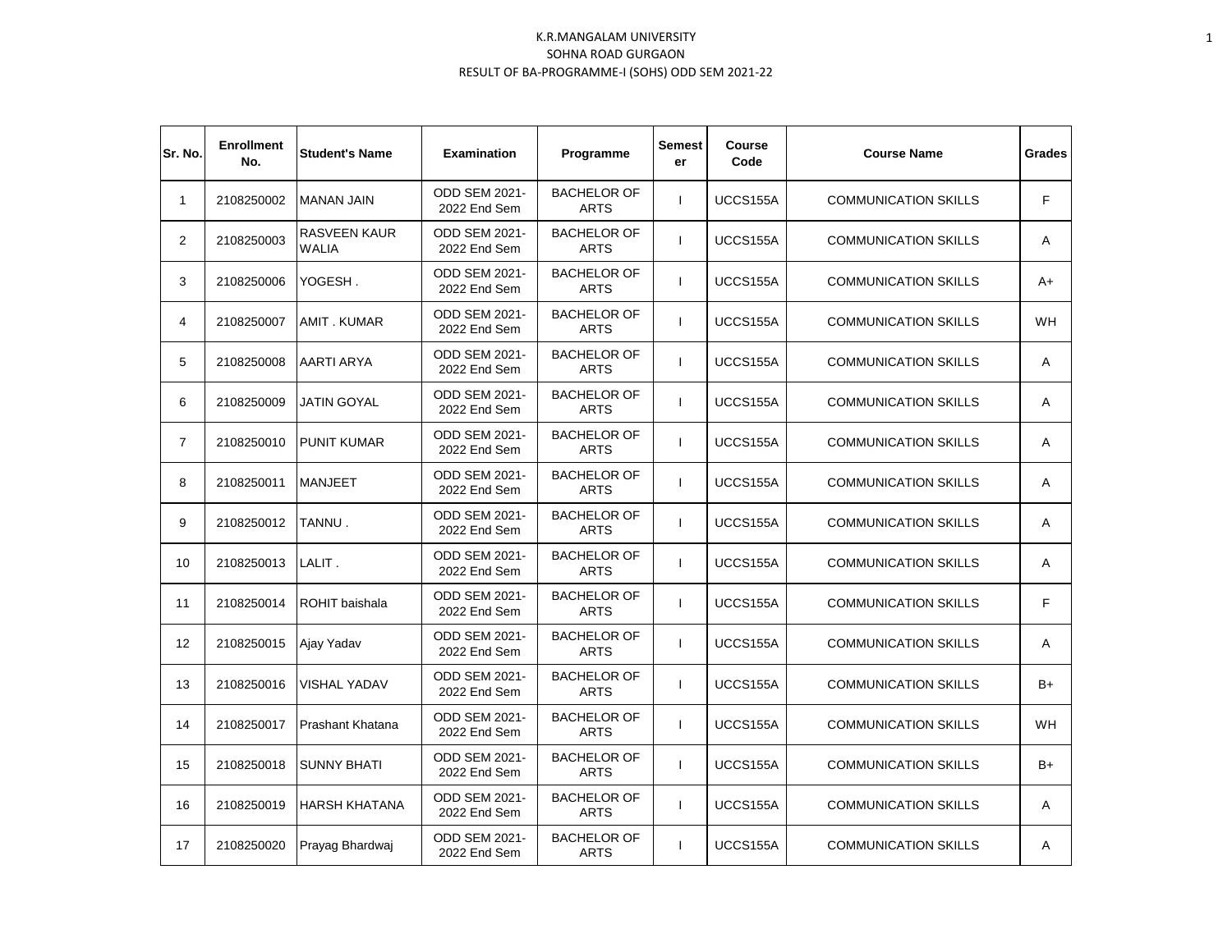K.R.MANGALAM UNIVERSITY
SOHNA ROAD GURGAON
RESULT OF BA-PROGRAMME-I (SOHS) ODD SEM 2021-22

| Sr. No. | Enrollment No. | Student's Name | Examination | Programme | Semester | Course Code | Course Name | Grades |
|---|---|---|---|---|---|---|---|---|
| 1 | 2108250002 | MANAN JAIN | ODD SEM 2021-2022 End Sem | BACHELOR OF ARTS | I | UCCS155A | COMMUNICATION SKILLS | F |
| 2 | 2108250003 | RASVEEN KAUR WALIA | ODD SEM 2021-2022 End Sem | BACHELOR OF ARTS | I | UCCS155A | COMMUNICATION SKILLS | A |
| 3 | 2108250006 | YOGESH . | ODD SEM 2021-2022 End Sem | BACHELOR OF ARTS | I | UCCS155A | COMMUNICATION SKILLS | A+ |
| 4 | 2108250007 | AMIT . KUMAR | ODD SEM 2021-2022 End Sem | BACHELOR OF ARTS | I | UCCS155A | COMMUNICATION SKILLS | WH |
| 5 | 2108250008 | AARTI ARYA | ODD SEM 2021-2022 End Sem | BACHELOR OF ARTS | I | UCCS155A | COMMUNICATION SKILLS | A |
| 6 | 2108250009 | JATIN GOYAL | ODD SEM 2021-2022 End Sem | BACHELOR OF ARTS | I | UCCS155A | COMMUNICATION SKILLS | A |
| 7 | 2108250010 | PUNIT KUMAR | ODD SEM 2021-2022 End Sem | BACHELOR OF ARTS | I | UCCS155A | COMMUNICATION SKILLS | A |
| 8 | 2108250011 | MANJEET | ODD SEM 2021-2022 End Sem | BACHELOR OF ARTS | I | UCCS155A | COMMUNICATION SKILLS | A |
| 9 | 2108250012 | TANNU . | ODD SEM 2021-2022 End Sem | BACHELOR OF ARTS | I | UCCS155A | COMMUNICATION SKILLS | A |
| 10 | 2108250013 | LALIT . | ODD SEM 2021-2022 End Sem | BACHELOR OF ARTS | I | UCCS155A | COMMUNICATION SKILLS | A |
| 11 | 2108250014 | ROHIT baishala | ODD SEM 2021-2022 End Sem | BACHELOR OF ARTS | I | UCCS155A | COMMUNICATION SKILLS | F |
| 12 | 2108250015 | Ajay Yadav | ODD SEM 2021-2022 End Sem | BACHELOR OF ARTS | I | UCCS155A | COMMUNICATION SKILLS | A |
| 13 | 2108250016 | VISHAL YADAV | ODD SEM 2021-2022 End Sem | BACHELOR OF ARTS | I | UCCS155A | COMMUNICATION SKILLS | B+ |
| 14 | 2108250017 | Prashant Khatana | ODD SEM 2021-2022 End Sem | BACHELOR OF ARTS | I | UCCS155A | COMMUNICATION SKILLS | WH |
| 15 | 2108250018 | SUNNY BHATI | ODD SEM 2021-2022 End Sem | BACHELOR OF ARTS | I | UCCS155A | COMMUNICATION SKILLS | B+ |
| 16 | 2108250019 | HARSH KHATANA | ODD SEM 2021-2022 End Sem | BACHELOR OF ARTS | I | UCCS155A | COMMUNICATION SKILLS | A |
| 17 | 2108250020 | Prayag Bhardwaj | ODD SEM 2021-2022 End Sem | BACHELOR OF ARTS | I | UCCS155A | COMMUNICATION SKILLS | A |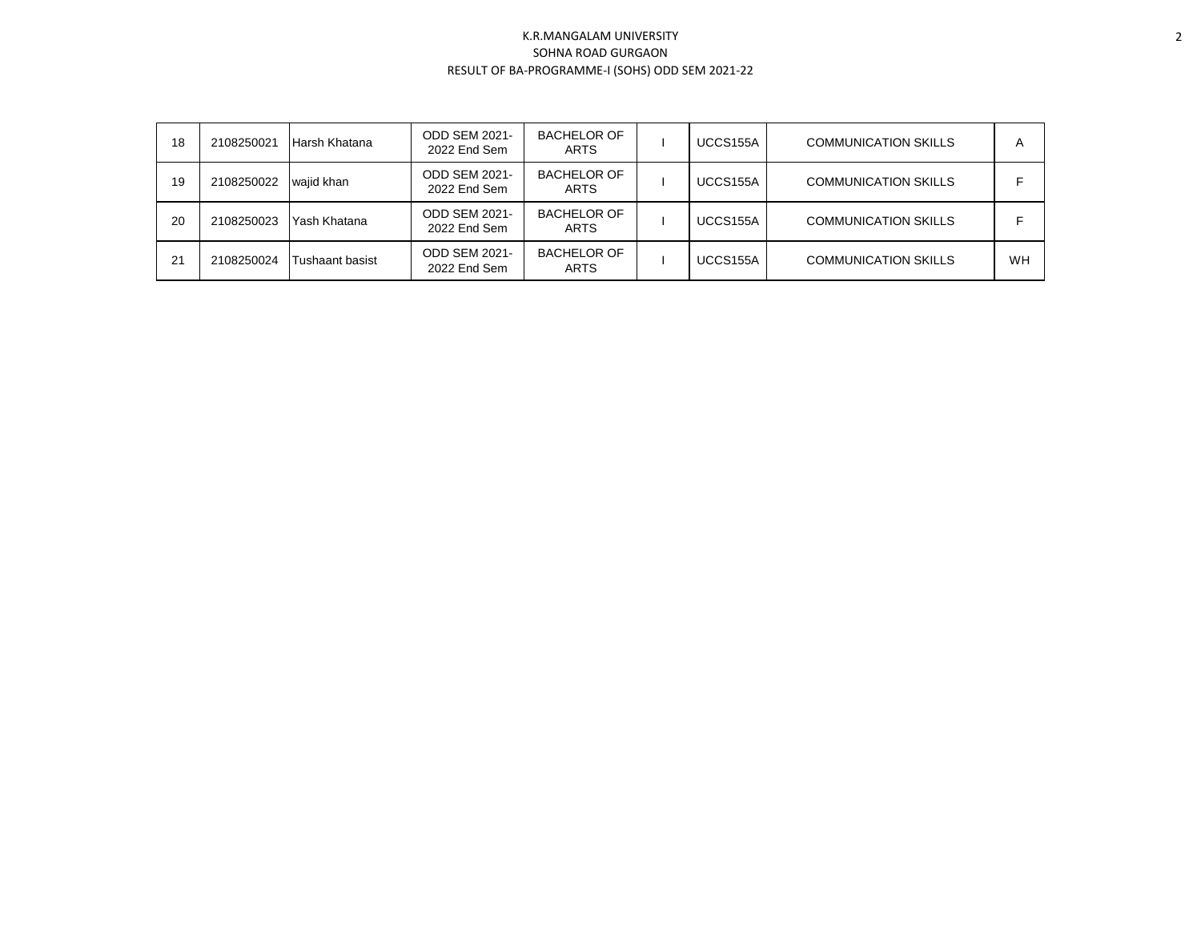K.R.MANGALAM UNIVERSITY
SOHNA ROAD GURGAON
RESULT OF BA-PROGRAMME-I (SOHS) ODD SEM 2021-22

| | | | | | | | | |
|---|---|---|---|---|---|---|---|---|
| 18 | 2108250021 | Harsh Khatana | ODD SEM 2021-2022 End Sem | BACHELOR OF ARTS | I | UCCS155A | COMMUNICATION SKILLS | A |
| 19 | 2108250022 | wajid khan | ODD SEM 2021-2022 End Sem | BACHELOR OF ARTS | I | UCCS155A | COMMUNICATION SKILLS | F |
| 20 | 2108250023 | Yash Khatana | ODD SEM 2021-2022 End Sem | BACHELOR OF ARTS | I | UCCS155A | COMMUNICATION SKILLS | F |
| 21 | 2108250024 | Tushaant basist | ODD SEM 2021-2022 End Sem | BACHELOR OF ARTS | I | UCCS155A | COMMUNICATION SKILLS | WH |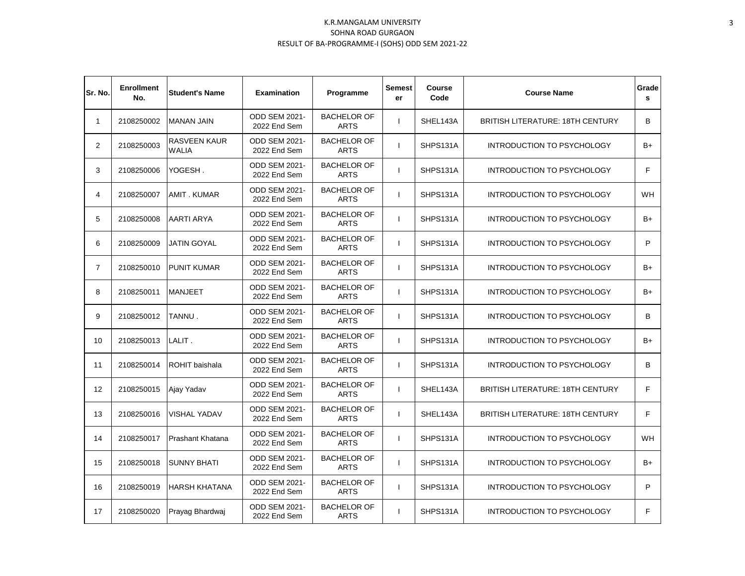# K.R.MANGALAM UNIVERSITY

## SOHNA ROAD GURGAON

### RESULT OF BA-PROGRAMME-I (SOHS) ODD SEM 2021-22

| Sr. No. | Enrollment No. | Student's Name | Examination | Programme | Semester | Course Code | Course Name | Grades |
|---|---|---|---|---|---|---|---|---|
| 1 | 2108250002 | MANAN JAIN | ODD SEM 2021-2022 End Sem | BACHELOR OF ARTS | I | SHEL143A | BRITISH LITERATURE: 18TH CENTURY | B |
| 2 | 2108250003 | RASVEEN KAUR WALIA | ODD SEM 2021-2022 End Sem | BACHELOR OF ARTS | I | SHPS131A | INTRODUCTION TO PSYCHOLOGY | B+ |
| 3 | 2108250006 | YOGESH . | ODD SEM 2021-2022 End Sem | BACHELOR OF ARTS | I | SHPS131A | INTRODUCTION TO PSYCHOLOGY | F |
| 4 | 2108250007 | AMIT . KUMAR | ODD SEM 2021-2022 End Sem | BACHELOR OF ARTS | I | SHPS131A | INTRODUCTION TO PSYCHOLOGY | WH |
| 5 | 2108250008 | AARTI ARYA | ODD SEM 2021-2022 End Sem | BACHELOR OF ARTS | I | SHPS131A | INTRODUCTION TO PSYCHOLOGY | B+ |
| 6 | 2108250009 | JATIN GOYAL | ODD SEM 2021-2022 End Sem | BACHELOR OF ARTS | I | SHPS131A | INTRODUCTION TO PSYCHOLOGY | P |
| 7 | 2108250010 | PUNIT KUMAR | ODD SEM 2021-2022 End Sem | BACHELOR OF ARTS | I | SHPS131A | INTRODUCTION TO PSYCHOLOGY | B+ |
| 8 | 2108250011 | MANJEET | ODD SEM 2021-2022 End Sem | BACHELOR OF ARTS | I | SHPS131A | INTRODUCTION TO PSYCHOLOGY | B+ |
| 9 | 2108250012 | TANNU . | ODD SEM 2021-2022 End Sem | BACHELOR OF ARTS | I | SHPS131A | INTRODUCTION TO PSYCHOLOGY | B |
| 10 | 2108250013 | LALIT . | ODD SEM 2021-2022 End Sem | BACHELOR OF ARTS | I | SHPS131A | INTRODUCTION TO PSYCHOLOGY | B+ |
| 11 | 2108250014 | ROHIT baishala | ODD SEM 2021-2022 End Sem | BACHELOR OF ARTS | I | SHPS131A | INTRODUCTION TO PSYCHOLOGY | B |
| 12 | 2108250015 | Ajay Yadav | ODD SEM 2021-2022 End Sem | BACHELOR OF ARTS | I | SHEL143A | BRITISH LITERATURE: 18TH CENTURY | F |
| 13 | 2108250016 | VISHAL YADAV | ODD SEM 2021-2022 End Sem | BACHELOR OF ARTS | I | SHEL143A | BRITISH LITERATURE: 18TH CENTURY | F |
| 14 | 2108250017 | Prashant Khatana | ODD SEM 2021-2022 End Sem | BACHELOR OF ARTS | I | SHPS131A | INTRODUCTION TO PSYCHOLOGY | WH |
| 15 | 2108250018 | SUNNY BHATI | ODD SEM 2021-2022 End Sem | BACHELOR OF ARTS | I | SHPS131A | INTRODUCTION TO PSYCHOLOGY | B+ |
| 16 | 2108250019 | HARSH KHATANA | ODD SEM 2021-2022 End Sem | BACHELOR OF ARTS | I | SHPS131A | INTRODUCTION TO PSYCHOLOGY | P |
| 17 | 2108250020 | Prayag Bhardwaj | ODD SEM 2021-2022 End Sem | BACHELOR OF ARTS | I | SHPS131A | INTRODUCTION TO PSYCHOLOGY | F |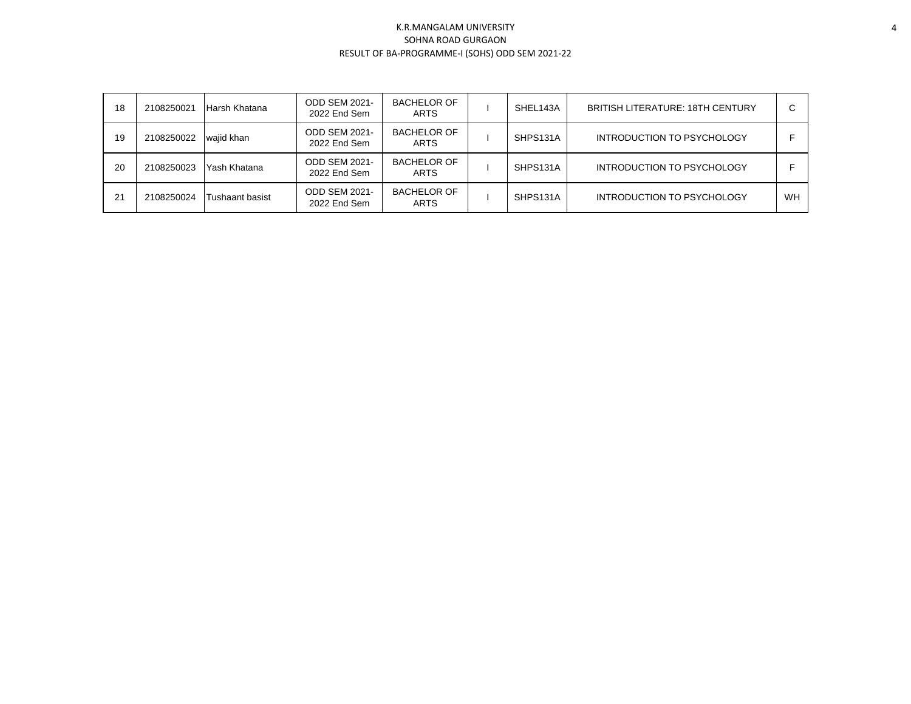K.R.MANGALAM UNIVERSITY
SOHNA ROAD GURGAON
RESULT OF BA-PROGRAMME-I (SOHS) ODD SEM 2021-22

| | | | | | | | | |
|---|---|---|---|---|---|---|---|---|
| 18 | 2108250021 | Harsh Khatana | ODD SEM 2021-2022 End Sem | BACHELOR OF ARTS | I | SHEL143A | BRITISH LITERATURE: 18TH CENTURY | C |
| 19 | 2108250022 | wajid khan | ODD SEM 2021-2022 End Sem | BACHELOR OF ARTS | I | SHPS131A | INTRODUCTION TO PSYCHOLOGY | F |
| 20 | 2108250023 | Yash Khatana | ODD SEM 2021-2022 End Sem | BACHELOR OF ARTS | I | SHPS131A | INTRODUCTION TO PSYCHOLOGY | F |
| 21 | 2108250024 | Tushaant basist | ODD SEM 2021-2022 End Sem | BACHELOR OF ARTS | I | SHPS131A | INTRODUCTION TO PSYCHOLOGY | WH |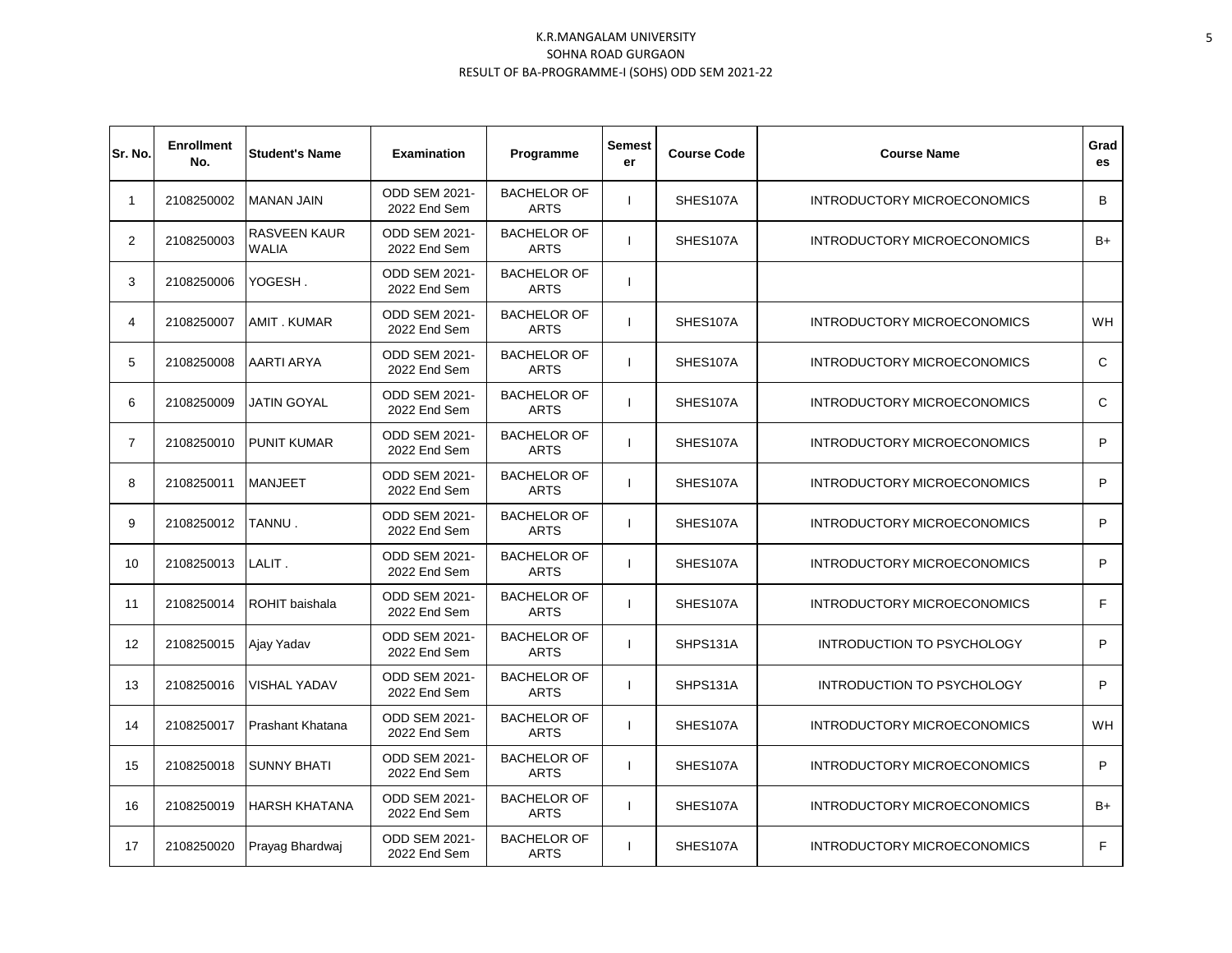K.R.MANGALAM UNIVERSITY
SOHNA ROAD GURGAON
RESULT OF BA-PROGRAMME-I (SOHS) ODD SEM 2021-22

| Sr. No. | Enrollment No. | Student's Name | Examination | Programme | Semester | Course Code | Course Name | Grades |
|---|---|---|---|---|---|---|---|---|
| 1 | 2108250002 | MANAN JAIN | ODD SEM 2021-2022 End Sem | BACHELOR OF ARTS | I | SHES107A | INTRODUCTORY MICROECONOMICS | B |
| 2 | 2108250003 | RASVEEN KAUR WALIA | ODD SEM 2021-2022 End Sem | BACHELOR OF ARTS | I | SHES107A | INTRODUCTORY MICROECONOMICS | B+ |
| 3 | 2108250006 | YOGESH . | ODD SEM 2021-2022 End Sem | BACHELOR OF ARTS | I | | | |
| 4 | 2108250007 | AMIT . KUMAR | ODD SEM 2021-2022 End Sem | BACHELOR OF ARTS | I | SHES107A | INTRODUCTORY MICROECONOMICS | WH |
| 5 | 2108250008 | AARTI ARYA | ODD SEM 2021-2022 End Sem | BACHELOR OF ARTS | I | SHES107A | INTRODUCTORY MICROECONOMICS | C |
| 6 | 2108250009 | JATIN GOYAL | ODD SEM 2021-2022 End Sem | BACHELOR OF ARTS | I | SHES107A | INTRODUCTORY MICROECONOMICS | C |
| 7 | 2108250010 | PUNIT KUMAR | ODD SEM 2021-2022 End Sem | BACHELOR OF ARTS | I | SHES107A | INTRODUCTORY MICROECONOMICS | P |
| 8 | 2108250011 | MANJEET | ODD SEM 2021-2022 End Sem | BACHELOR OF ARTS | I | SHES107A | INTRODUCTORY MICROECONOMICS | P |
| 9 | 2108250012 | TANNU . | ODD SEM 2021-2022 End Sem | BACHELOR OF ARTS | I | SHES107A | INTRODUCTORY MICROECONOMICS | P |
| 10 | 2108250013 | LALIT . | ODD SEM 2021-2022 End Sem | BACHELOR OF ARTS | I | SHES107A | INTRODUCTORY MICROECONOMICS | P |
| 11 | 2108250014 | ROHIT baishala | ODD SEM 2021-2022 End Sem | BACHELOR OF ARTS | I | SHES107A | INTRODUCTORY MICROECONOMICS | F |
| 12 | 2108250015 | Ajay Yadav | ODD SEM 2021-2022 End Sem | BACHELOR OF ARTS | I | SHPS131A | INTRODUCTION TO PSYCHOLOGY | P |
| 13 | 2108250016 | VISHAL YADAV | ODD SEM 2021-2022 End Sem | BACHELOR OF ARTS | I | SHPS131A | INTRODUCTION TO PSYCHOLOGY | P |
| 14 | 2108250017 | Prashant Khatana | ODD SEM 2021-2022 End Sem | BACHELOR OF ARTS | I | SHES107A | INTRODUCTORY MICROECONOMICS | WH |
| 15 | 2108250018 | SUNNY BHATI | ODD SEM 2021-2022 End Sem | BACHELOR OF ARTS | I | SHES107A | INTRODUCTORY MICROECONOMICS | P |
| 16 | 2108250019 | HARSH KHATANA | ODD SEM 2021-2022 End Sem | BACHELOR OF ARTS | I | SHES107A | INTRODUCTORY MICROECONOMICS | B+ |
| 17 | 2108250020 | Prayag Bhardwaj | ODD SEM 2021-2022 End Sem | BACHELOR OF ARTS | I | SHES107A | INTRODUCTORY MICROECONOMICS | F |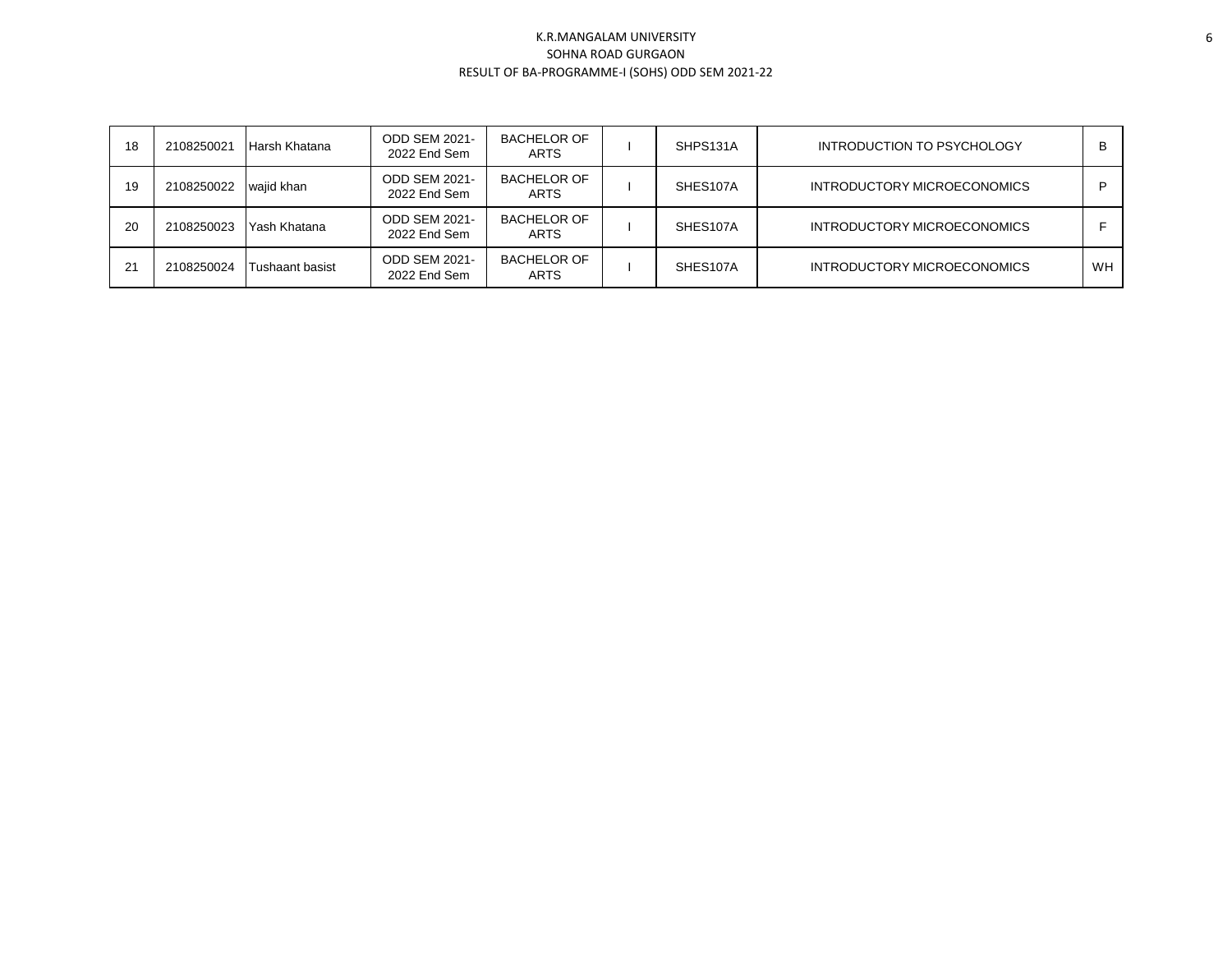K.R.MANGALAM UNIVERSITY
SOHNA ROAD GURGAON
RESULT OF BA-PROGRAMME-I (SOHS) ODD SEM 2021-22

| | | | | | | | | |
|---|---|---|---|---|---|---|---|---|
| 18 | 2108250021 | Harsh Khatana | ODD SEM 2021-2022 End Sem | BACHELOR OF ARTS | I | SHPS131A | INTRODUCTION TO PSYCHOLOGY | B |
| 19 | 2108250022 | wajid khan | ODD SEM 2021-2022 End Sem | BACHELOR OF ARTS | I | SHES107A | INTRODUCTORY MICROECONOMICS | P |
| 20 | 2108250023 | Yash Khatana | ODD SEM 2021-2022 End Sem | BACHELOR OF ARTS | I | SHES107A | INTRODUCTORY MICROECONOMICS | F |
| 21 | 2108250024 | Tushaant basist | ODD SEM 2021-2022 End Sem | BACHELOR OF ARTS | I | SHES107A | INTRODUCTORY MICROECONOMICS | WH |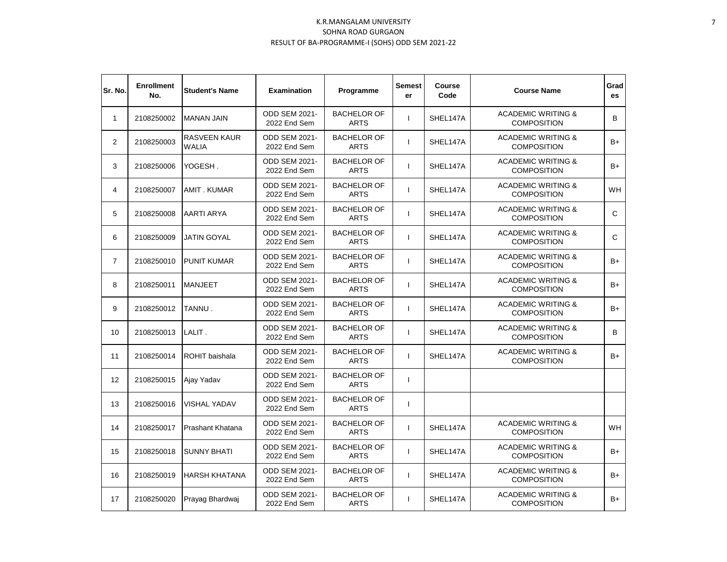K.R.MANGALAM UNIVERSITY
SOHNA ROAD GURGAON
RESULT OF BA-PROGRAMME-I (SOHS) ODD SEM 2021-22

| Sr. No. | Enrollment No. | Student's Name | Examination | Programme | Semester | Course Code | Course Name | Grades |
|---|---|---|---|---|---|---|---|---|
| 1 | 2108250002 | MANAN JAIN | ODD SEM 2021-2022 End Sem | BACHELOR OF ARTS | I | SHEL147A | ACADEMIC WRITING & COMPOSITION | B |
| 2 | 2108250003 | RASVEEN KAUR WALIA | ODD SEM 2021-2022 End Sem | BACHELOR OF ARTS | I | SHEL147A | ACADEMIC WRITING & COMPOSITION | B+ |
| 3 | 2108250006 | YOGESH . | ODD SEM 2021-2022 End Sem | BACHELOR OF ARTS | I | SHEL147A | ACADEMIC WRITING & COMPOSITION | B+ |
| 4 | 2108250007 | AMIT . KUMAR | ODD SEM 2021-2022 End Sem | BACHELOR OF ARTS | I | SHEL147A | ACADEMIC WRITING & COMPOSITION | WH |
| 5 | 2108250008 | AARTI ARYA | ODD SEM 2021-2022 End Sem | BACHELOR OF ARTS | I | SHEL147A | ACADEMIC WRITING & COMPOSITION | C |
| 6 | 2108250009 | JATIN GOYAL | ODD SEM 2021-2022 End Sem | BACHELOR OF ARTS | I | SHEL147A | ACADEMIC WRITING & COMPOSITION | C |
| 7 | 2108250010 | PUNIT KUMAR | ODD SEM 2021-2022 End Sem | BACHELOR OF ARTS | I | SHEL147A | ACADEMIC WRITING & COMPOSITION | B+ |
| 8 | 2108250011 | MANJEET | ODD SEM 2021-2022 End Sem | BACHELOR OF ARTS | I | SHEL147A | ACADEMIC WRITING & COMPOSITION | B+ |
| 9 | 2108250012 | TANNU . | ODD SEM 2021-2022 End Sem | BACHELOR OF ARTS | I | SHEL147A | ACADEMIC WRITING & COMPOSITION | B+ |
| 10 | 2108250013 | LALIT . | ODD SEM 2021-2022 End Sem | BACHELOR OF ARTS | I | SHEL147A | ACADEMIC WRITING & COMPOSITION | B |
| 11 | 2108250014 | ROHIT baishala | ODD SEM 2021-2022 End Sem | BACHELOR OF ARTS | I | SHEL147A | ACADEMIC WRITING & COMPOSITION | B+ |
| 12 | 2108250015 | Ajay Yadav | ODD SEM 2021-2022 End Sem | BACHELOR OF ARTS | I | | | |
| 13 | 2108250016 | VISHAL YADAV | ODD SEM 2021-2022 End Sem | BACHELOR OF ARTS | I | | | |
| 14 | 2108250017 | Prashant Khatana | ODD SEM 2021-2022 End Sem | BACHELOR OF ARTS | I | SHEL147A | ACADEMIC WRITING & COMPOSITION | WH |
| 15 | 2108250018 | SUNNY BHATI | ODD SEM 2021-2022 End Sem | BACHELOR OF ARTS | I | SHEL147A | ACADEMIC WRITING & COMPOSITION | B+ |
| 16 | 2108250019 | HARSH KHATANA | ODD SEM 2021-2022 End Sem | BACHELOR OF ARTS | I | SHEL147A | ACADEMIC WRITING & COMPOSITION | B+ |
| 17 | 2108250020 | Prayag Bhardwaj | ODD SEM 2021-2022 End Sem | BACHELOR OF ARTS | I | SHEL147A | ACADEMIC WRITING & COMPOSITION | B+ |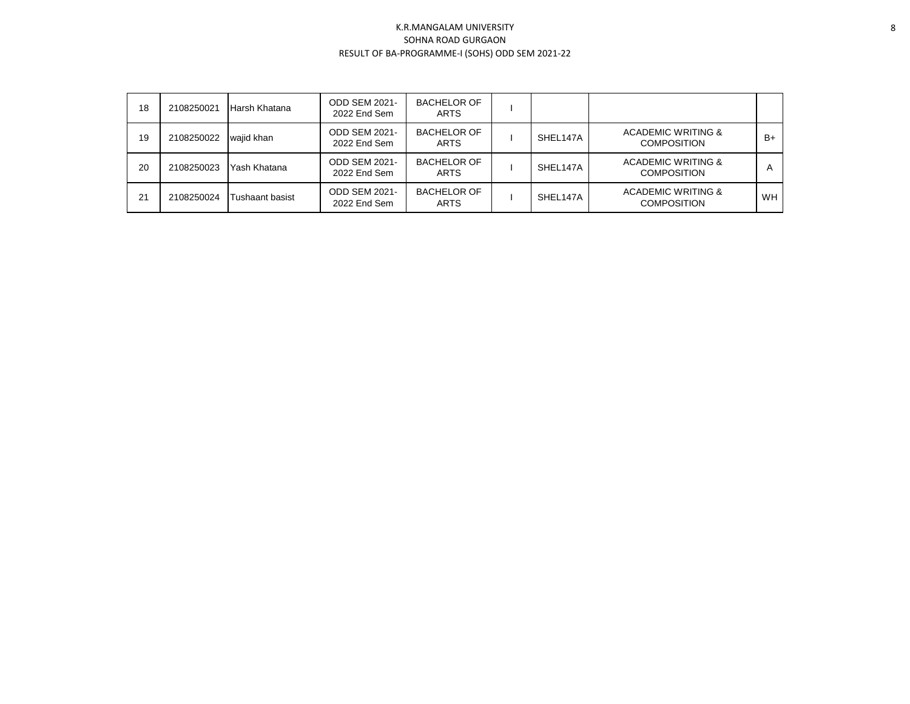K.R.MANGALAM UNIVERSITY
SOHNA ROAD GURGAON
RESULT OF BA-PROGRAMME-I (SOHS) ODD SEM 2021-22

| | | | | | | | | |
|---|---|---|---|---|---|---|---|---|
| 18 | 2108250021 | Harsh Khatana | ODD SEM 2021-2022 End Sem | BACHELOR OF ARTS | I | | | |
| 19 | 2108250022 | wajid khan | ODD SEM 2021-2022 End Sem | BACHELOR OF ARTS | I | SHEL147A | ACADEMIC WRITING & COMPOSITION | B+ |
| 20 | 2108250023 | Yash Khatana | ODD SEM 2021-2022 End Sem | BACHELOR OF ARTS | I | SHEL147A | ACADEMIC WRITING & COMPOSITION | A |
| 21 | 2108250024 | Tushaant basist | ODD SEM 2021-2022 End Sem | BACHELOR OF ARTS | I | SHEL147A | ACADEMIC WRITING & COMPOSITION | WH |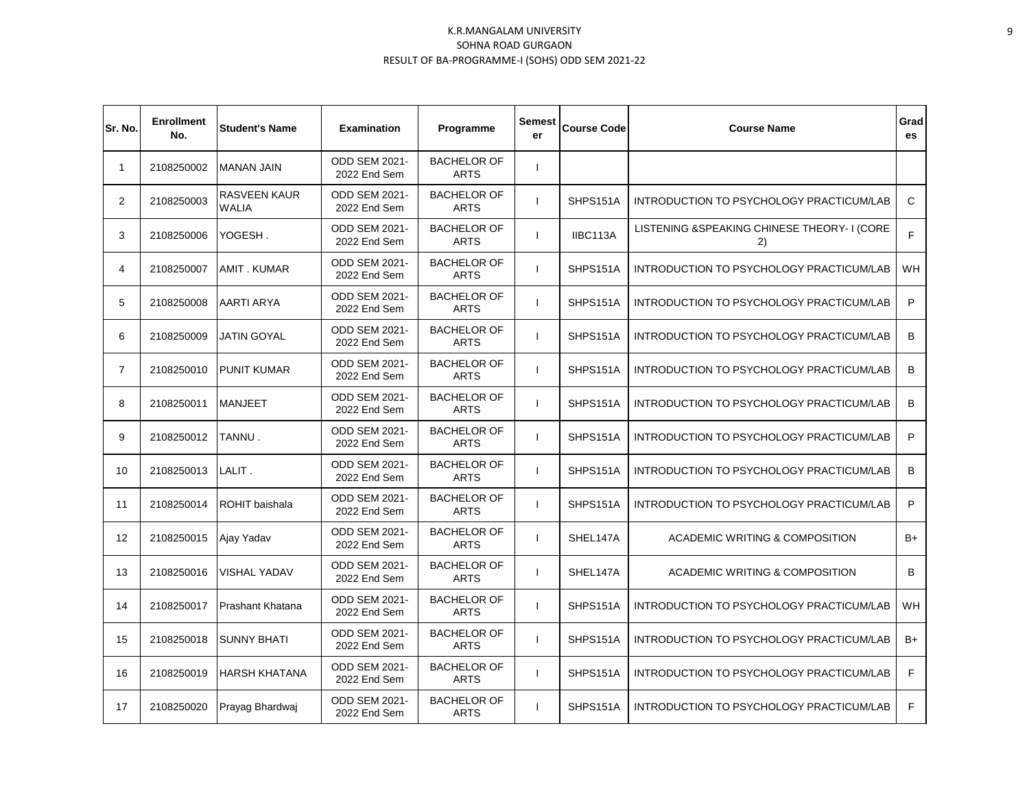K.R.MANGALAM UNIVERSITY
SOHNA ROAD GURGAON
RESULT OF BA-PROGRAMME-I (SOHS) ODD SEM 2021-22

| Sr. No. | Enrollment No. | Student's Name | Examination | Programme | Semester | Course Code | Course Name | Grades |
|---|---|---|---|---|---|---|---|---|
| 1 | 2108250002 | MANAN JAIN | ODD SEM 2021-2022 End Sem | BACHELOR OF ARTS | I | | | |
| 2 | 2108250003 | RASVEEN KAUR WALIA | ODD SEM 2021-2022 End Sem | BACHELOR OF ARTS | I | SHPS151A | INTRODUCTION TO PSYCHOLOGY PRACTICUM/LAB | C |
| 3 | 2108250006 | YOGESH . | ODD SEM 2021-2022 End Sem | BACHELOR OF ARTS | I | IIBC113A | LISTENING &SPEAKING CHINESE THEORY- I (CORE 2) | F |
| 4 | 2108250007 | AMIT . KUMAR | ODD SEM 2021-2022 End Sem | BACHELOR OF ARTS | I | SHPS151A | INTRODUCTION TO PSYCHOLOGY PRACTICUM/LAB | WH |
| 5 | 2108250008 | AARTI ARYA | ODD SEM 2021-2022 End Sem | BACHELOR OF ARTS | I | SHPS151A | INTRODUCTION TO PSYCHOLOGY PRACTICUM/LAB | P |
| 6 | 2108250009 | JATIN GOYAL | ODD SEM 2021-2022 End Sem | BACHELOR OF ARTS | I | SHPS151A | INTRODUCTION TO PSYCHOLOGY PRACTICUM/LAB | B |
| 7 | 2108250010 | PUNIT KUMAR | ODD SEM 2021-2022 End Sem | BACHELOR OF ARTS | I | SHPS151A | INTRODUCTION TO PSYCHOLOGY PRACTICUM/LAB | B |
| 8 | 2108250011 | MANJEET | ODD SEM 2021-2022 End Sem | BACHELOR OF ARTS | I | SHPS151A | INTRODUCTION TO PSYCHOLOGY PRACTICUM/LAB | B |
| 9 | 2108250012 | TANNU . | ODD SEM 2021-2022 End Sem | BACHELOR OF ARTS | I | SHPS151A | INTRODUCTION TO PSYCHOLOGY PRACTICUM/LAB | P |
| 10 | 2108250013 | LALIT . | ODD SEM 2021-2022 End Sem | BACHELOR OF ARTS | I | SHPS151A | INTRODUCTION TO PSYCHOLOGY PRACTICUM/LAB | B |
| 11 | 2108250014 | ROHIT baishala | ODD SEM 2021-2022 End Sem | BACHELOR OF ARTS | I | SHPS151A | INTRODUCTION TO PSYCHOLOGY PRACTICUM/LAB | P |
| 12 | 2108250015 | Ajay Yadav | ODD SEM 2021-2022 End Sem | BACHELOR OF ARTS | I | SHEL147A | ACADEMIC WRITING & COMPOSITION | B+ |
| 13 | 2108250016 | VISHAL YADAV | ODD SEM 2021-2022 End Sem | BACHELOR OF ARTS | I | SHEL147A | ACADEMIC WRITING & COMPOSITION | B |
| 14 | 2108250017 | Prashant Khatana | ODD SEM 2021-2022 End Sem | BACHELOR OF ARTS | I | SHPS151A | INTRODUCTION TO PSYCHOLOGY PRACTICUM/LAB | WH |
| 15 | 2108250018 | SUNNY BHATI | ODD SEM 2021-2022 End Sem | BACHELOR OF ARTS | I | SHPS151A | INTRODUCTION TO PSYCHOLOGY PRACTICUM/LAB | B+ |
| 16 | 2108250019 | HARSH KHATANA | ODD SEM 2021-2022 End Sem | BACHELOR OF ARTS | I | SHPS151A | INTRODUCTION TO PSYCHOLOGY PRACTICUM/LAB | F |
| 17 | 2108250020 | Prayag Bhardwaj | ODD SEM 2021-2022 End Sem | BACHELOR OF ARTS | I | SHPS151A | INTRODUCTION TO PSYCHOLOGY PRACTICUM/LAB | F |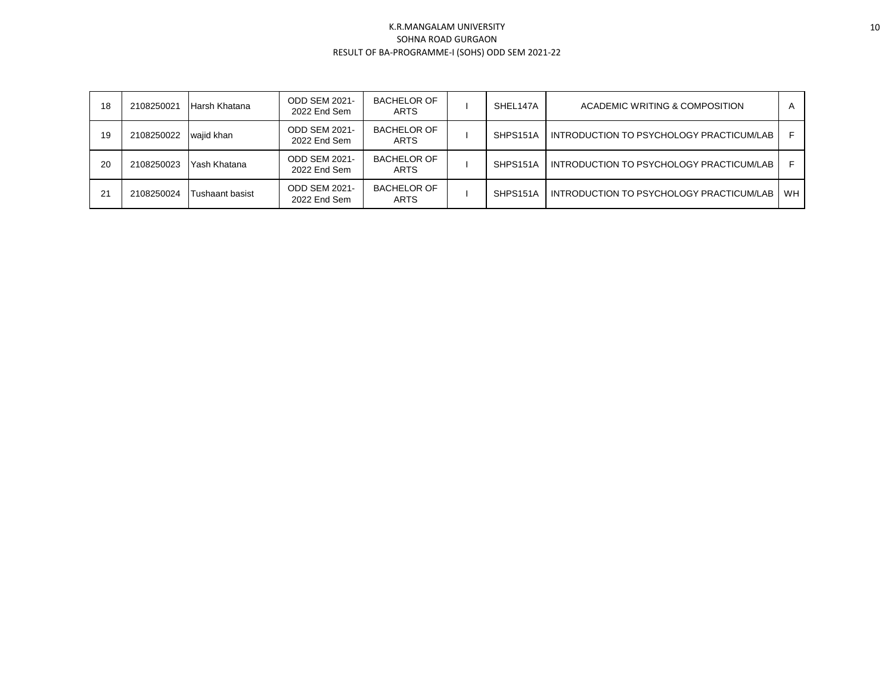K.R.MANGALAM UNIVERSITY
SOHNA ROAD GURGAON
RESULT OF BA-PROGRAMME-I (SOHS) ODD SEM 2021-22

| | | | | | | | | |
|---|---|---|---|---|---|---|---|---|
| 18 | 2108250021 | Harsh Khatana | ODD SEM 2021-2022 End Sem | BACHELOR OF ARTS | I | SHEL147A | ACADEMIC WRITING & COMPOSITION | A |
| 19 | 2108250022 | wajid khan | ODD SEM 2021-2022 End Sem | BACHELOR OF ARTS | I | SHPS151A | INTRODUCTION TO PSYCHOLOGY PRACTICUM/LAB | F |
| 20 | 2108250023 | Yash Khatana | ODD SEM 2021-2022 End Sem | BACHELOR OF ARTS | I | SHPS151A | INTRODUCTION TO PSYCHOLOGY PRACTICUM/LAB | F |
| 21 | 2108250024 | Tushaant basist | ODD SEM 2021-2022 End Sem | BACHELOR OF ARTS | I | SHPS151A | INTRODUCTION TO PSYCHOLOGY PRACTICUM/LAB | WH |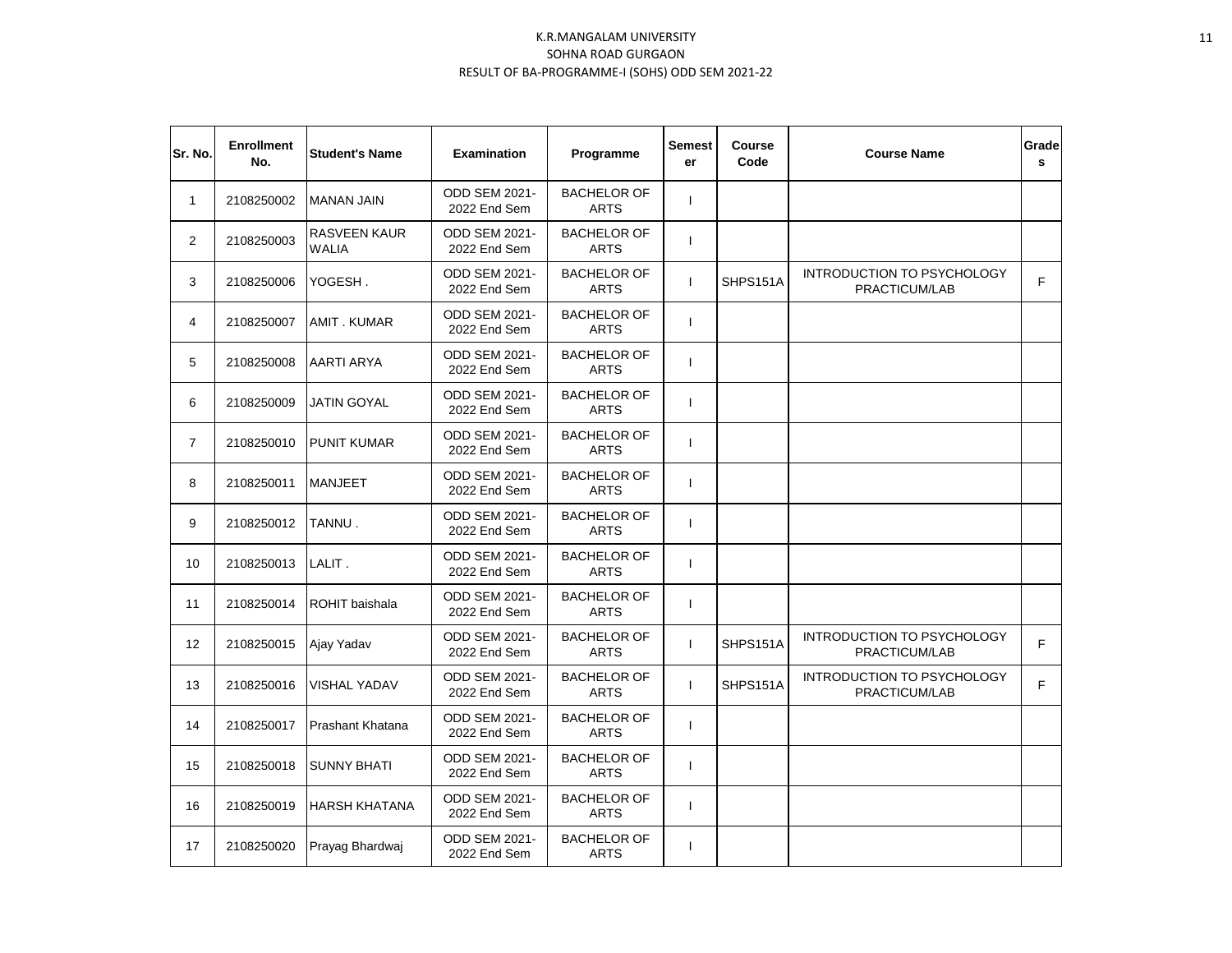K.R.MANGALAM UNIVERSITY
SOHNA ROAD GURGAON
RESULT OF BA-PROGRAMME-I (SOHS) ODD SEM 2021-22

| Sr. No. | Enrollment No. | Student's Name | Examination | Programme | Semester | Course Code | Course Name | Grades |
|---|---|---|---|---|---|---|---|---|
| 1 | 2108250002 | MANAN JAIN | ODD SEM 2021-2022 End Sem | BACHELOR OF ARTS | I | | | |
| 2 | 2108250003 | RASVEEN KAUR WALIA | ODD SEM 2021-2022 End Sem | BACHELOR OF ARTS | I | | | |
| 3 | 2108250006 | YOGESH . | ODD SEM 2021-2022 End Sem | BACHELOR OF ARTS | I | SHPS151A | INTRODUCTION TO PSYCHOLOGY PRACTICUM/LAB | F |
| 4 | 2108250007 | AMIT . KUMAR | ODD SEM 2021-2022 End Sem | BACHELOR OF ARTS | I | | | |
| 5 | 2108250008 | AARTI ARYA | ODD SEM 2021-2022 End Sem | BACHELOR OF ARTS | I | | | |
| 6 | 2108250009 | JATIN GOYAL | ODD SEM 2021-2022 End Sem | BACHELOR OF ARTS | I | | | |
| 7 | 2108250010 | PUNIT KUMAR | ODD SEM 2021-2022 End Sem | BACHELOR OF ARTS | I | | | |
| 8 | 2108250011 | MANJEET | ODD SEM 2021-2022 End Sem | BACHELOR OF ARTS | I | | | |
| 9 | 2108250012 | TANNU . | ODD SEM 2021-2022 End Sem | BACHELOR OF ARTS | I | | | |
| 10 | 2108250013 | LALIT . | ODD SEM 2021-2022 End Sem | BACHELOR OF ARTS | I | | | |
| 11 | 2108250014 | ROHIT baishala | ODD SEM 2021-2022 End Sem | BACHELOR OF ARTS | I | | | |
| 12 | 2108250015 | Ajay Yadav | ODD SEM 2021-2022 End Sem | BACHELOR OF ARTS | I | SHPS151A | INTRODUCTION TO PSYCHOLOGY PRACTICUM/LAB | F |
| 13 | 2108250016 | VISHAL YADAV | ODD SEM 2021-2022 End Sem | BACHELOR OF ARTS | I | SHPS151A | INTRODUCTION TO PSYCHOLOGY PRACTICUM/LAB | F |
| 14 | 2108250017 | Prashant Khatana | ODD SEM 2021-2022 End Sem | BACHELOR OF ARTS | I | | | |
| 15 | 2108250018 | SUNNY BHATI | ODD SEM 2021-2022 End Sem | BACHELOR OF ARTS | I | | | |
| 16 | 2108250019 | HARSH KHATANA | ODD SEM 2021-2022 End Sem | BACHELOR OF ARTS | I | | | |
| 17 | 2108250020 | Prayag Bhardwaj | ODD SEM 2021-2022 End Sem | BACHELOR OF ARTS | I | | | |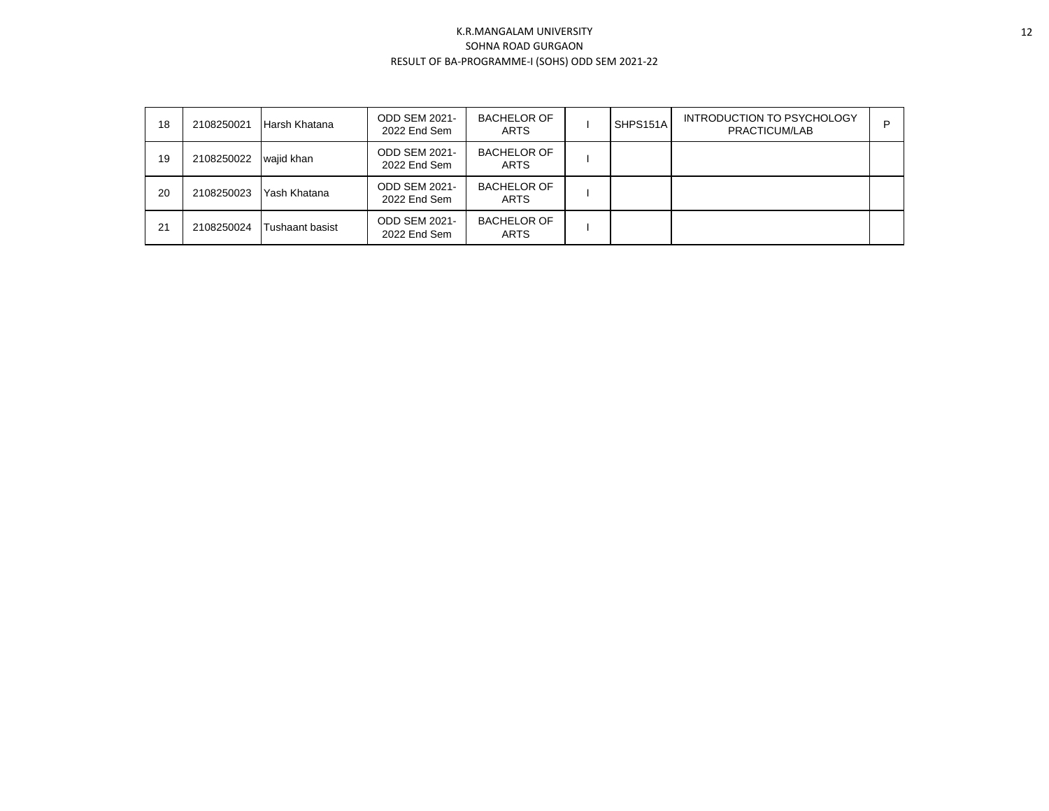K.R.MANGALAM UNIVERSITY
SOHNA ROAD GURGAON
RESULT OF BA-PROGRAMME-I (SOHS) ODD SEM 2021-22

| | | | | | | | | |
|---|---|---|---|---|---|---|---|---|
| 18 | 2108250021 | Harsh Khatana | ODD SEM 2021-2022 End Sem | BACHELOR OF ARTS | I | SHPS151A | INTRODUCTION TO PSYCHOLOGY PRACTICUM/LAB | P |
| 19 | 2108250022 | wajid khan | ODD SEM 2021-2022 End Sem | BACHELOR OF ARTS | I | | | |
| 20 | 2108250023 | Yash Khatana | ODD SEM 2021-2022 End Sem | BACHELOR OF ARTS | I | | | |
| 21 | 2108250024 | Tushaant basist | ODD SEM 2021-2022 End Sem | BACHELOR OF ARTS | I | | | |